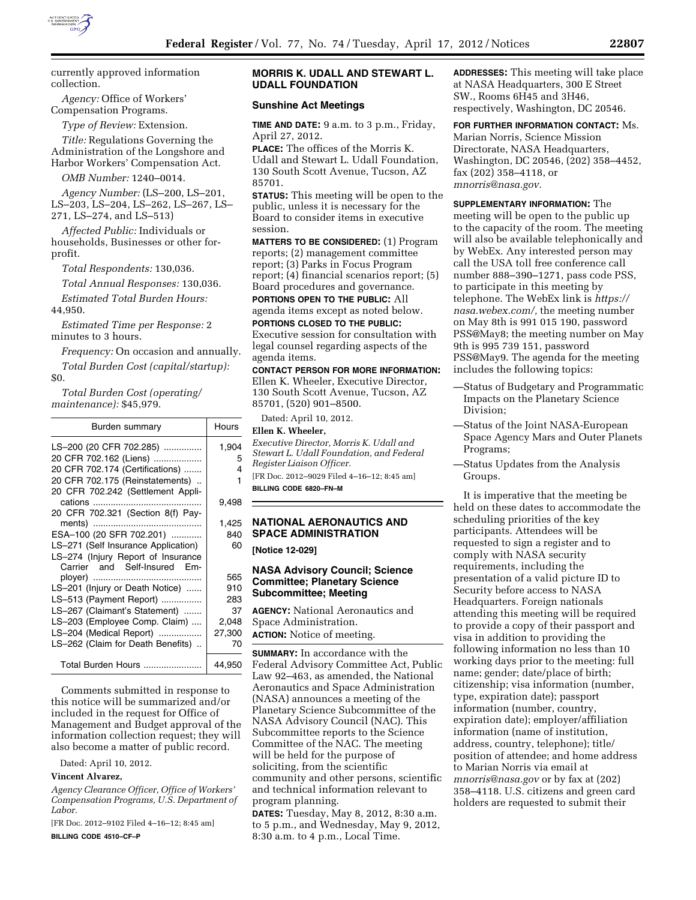currently approved information collection.

*Agency:* Office of Workers' Compensation Programs.

*Type of Review:* Extension.

*Title:* Regulations Governing the Administration of the Longshore and Harbor Workers' Compensation Act.

*OMB Number:* 1240–0014.

*Agency Number:* (LS–200, LS–201, LS–203, LS–204, LS–262, LS–267, LS–271, LS–274, and LS–513)

*Affected Public:* Individuals or households, Businesses or other for-profit.

*Total Respondents:* 130,036.

*Total Annual Responses:* 130,036.

*Estimated Total Burden Hours:* 44,950.

*Estimated Time per Response:* 2 minutes to 3 hours.

*Frequency:* On occasion and annually.

*Total Burden Cost (capital/startup):* $0.

*Total Burden Cost (operating/maintenance):* $45,979.

| Burden summary | Hours |
|---|---|
| LS–200 (20 CFR 702.285) | 1,904 |
| 20 CFR 702.162 (Liens) | 5 |
| 20 CFR 702.174 (Certifications) | 4 |
| 20 CFR 702.175 (Reinstatements) | 1 |
| 20 CFR 702.242 (Settlement Applications | 9,498 |
| 20 CFR 702.321 (Section 8(f) Payments) | 1,425 |
| ESA–100 (20 SFR 702.201) | 840 |
| LS–271 (Self Insurance Application) | 60 |
| LS–274 (Injury Report of Insurance Carrier and Self-Insured Employer) | 565 |
| LS–201 (Injury or Death Notice) | 910 |
| LS–513 (Payment Report) | 283 |
| LS–267 (Claimant's Statement) | 37 |
| LS–203 (Employee Comp. Claim) | 2,048 |
| LS–204 (Medical Report) | 27,300 |
| LS–262 (Claim for Death Benefits) | 70 |
| Total Burden Hours | 44,950 |

Comments submitted in response to this notice will be summarized and/or included in the request for Office of Management and Budget approval of the information collection request; they will also become a matter of public record.

Dated: April 10, 2012.

**Vincent Alvarez,**

*Agency Clearance Officer, Office of Workers' Compensation Programs, U.S. Department of Labor.*

[FR Doc. 2012–9102 Filed 4–16–12; 8:45 am]

**BILLING CODE 4510–CF–P**

## MORRIS K. UDALL AND STEWART L. UDALL FOUNDATION

### Sunshine Act Meetings

**TIME AND DATE:** 9 a.m. to 3 p.m., Friday, April 27, 2012.

**PLACE:** The offices of the Morris K. Udall and Stewart L. Udall Foundation, 130 South Scott Avenue, Tucson, AZ 85701.

**STATUS:** This meeting will be open to the public, unless it is necessary for the Board to consider items in executive session.

**MATTERS TO BE CONSIDERED:** (1) Program reports; (2) management committee report; (3) Parks in Focus Program report; (4) financial scenarios report; (5) Board procedures and governance.

**PORTIONS OPEN TO THE PUBLIC:** All agenda items except as noted below.

**PORTIONS CLOSED TO THE PUBLIC:** Executive session for consultation with legal counsel regarding aspects of the agenda items.

**CONTACT PERSON FOR MORE INFORMATION:** Ellen K. Wheeler, Executive Director, 130 South Scott Avenue, Tucson, AZ 85701, (520) 901–8500.

Dated: April 10, 2012.

**Ellen K. Wheeler,**

*Executive Director, Morris K. Udall and Stewart L. Udall Foundation, and Federal Register Liaison Officer.*

[FR Doc. 2012–9029 Filed 4–16–12; 8:45 am]

**BILLING CODE 6820–FN–M**

## NATIONAL AERONAUTICS AND SPACE ADMINISTRATION

**[Notice 12-029]**

### NASA Advisory Council; Science Committee; Planetary Science Subcommittee; Meeting

**AGENCY:** National Aeronautics and Space Administration.

**ACTION:** Notice of meeting.

**SUMMARY:** In accordance with the Federal Advisory Committee Act, Public Law 92–463, as amended, the National Aeronautics and Space Administration (NASA) announces a meeting of the Planetary Science Subcommittee of the NASA Advisory Council (NAC). This Subcommittee reports to the Science Committee of the NAC. The meeting will be held for the purpose of soliciting, from the scientific community and other persons, scientific and technical information relevant to program planning.

**DATES:** Tuesday, May 8, 2012, 8:30 a.m. to 5 p.m., and Wednesday, May 9, 2012, 8:30 a.m. to 4 p.m., Local Time.

**ADDRESSES:** This meeting will take place at NASA Headquarters, 300 E Street SW., Rooms 6H45 and 3H46, respectively, Washington, DC 20546.

**FOR FURTHER INFORMATION CONTACT:** Ms. Marian Norris, Science Mission Directorate, NASA Headquarters, Washington, DC 20546, (202) 358–4452, fax (202) 358–4118, or *mnorris@nasa.gov.*

**SUPPLEMENTARY INFORMATION:** The meeting will be open to the public up to the capacity of the room. The meeting will also be available telephonically and by WebEx. Any interested person may call the USA toll free conference call number 888–390–1271, pass code PSS, to participate in this meeting by telephone. The WebEx link is *https://nasa.webex.com/,* the meeting number on May 8th is 991 015 190, password PSS@May8; the meeting number on May 9th is 995 739 151, password PSS@May9. The agenda for the meeting includes the following topics:

—Status of Budgetary and Programmatic Impacts on the Planetary Science Division;

—Status of the Joint NASA-European Space Agency Mars and Outer Planets Programs;

—Status Updates from the Analysis Groups.

It is imperative that the meeting be held on these dates to accommodate the scheduling priorities of the key participants. Attendees will be requested to sign a register and to comply with NASA security requirements, including the presentation of a valid picture ID to Security before access to NASA Headquarters. Foreign nationals attending this meeting will be required to provide a copy of their passport and visa in addition to providing the following information no less than 10 working days prior to the meeting: full name; gender; date/place of birth; citizenship; visa information (number, type, expiration date); passport information (number, country, expiration date); employer/affiliation information (name of institution, address, country, telephone); title/position of attendee; and home address to Marian Norris via email at *mnorris@nasa.gov* or by fax at (202) 358–4118. U.S. citizens and green card holders are requested to submit their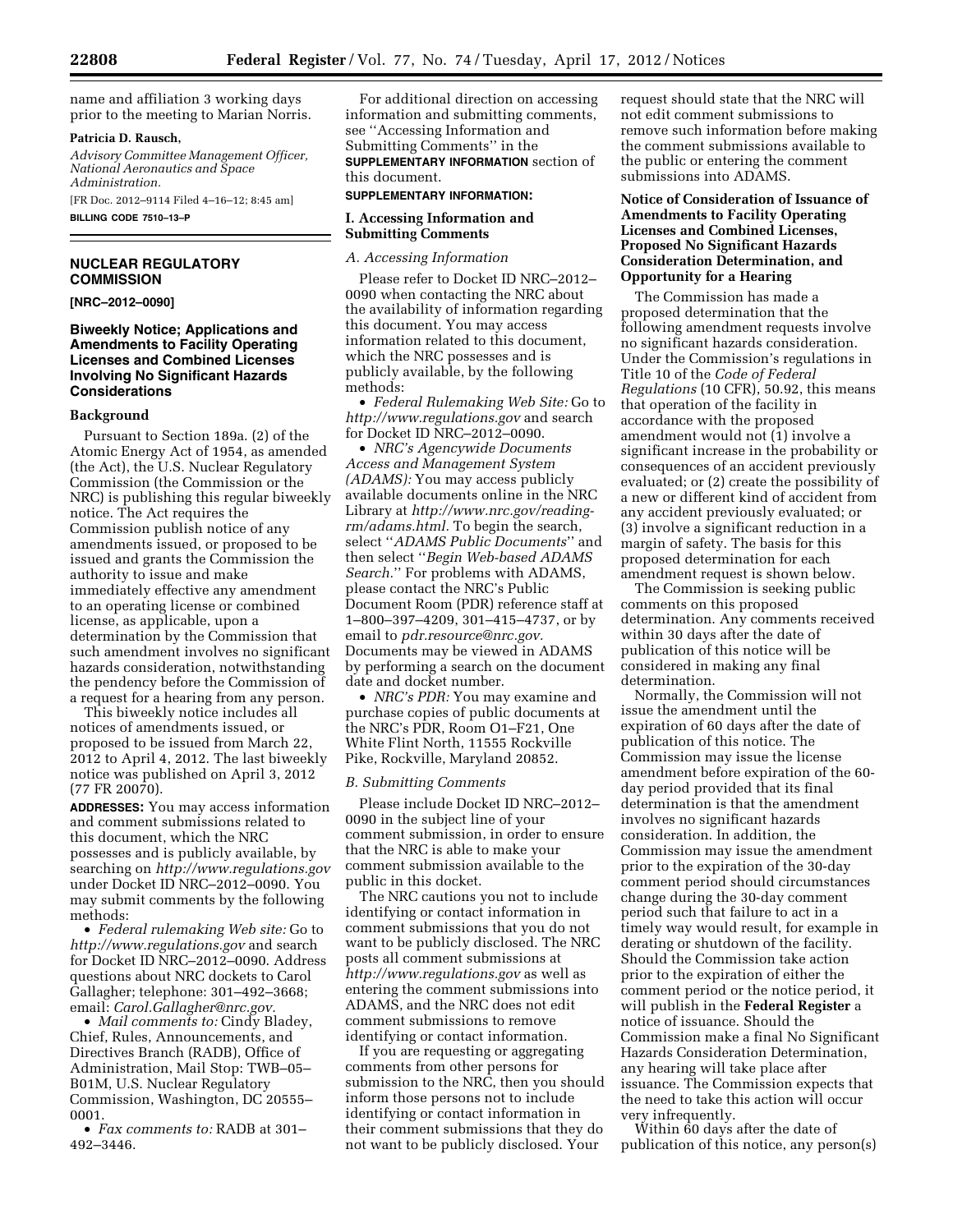name and affiliation 3 working days prior to the meeting to Marian Norris.

**Patricia D. Rausch,**

*Advisory Committee Management Officer, National Aeronautics and Space Administration.*

[FR Doc. 2012–9114 Filed 4–16–12; 8:45 am]

**BILLING CODE 7510–13–P**

## NUCLEAR REGULATORY COMMISSION

**[NRC–2012–0090]**

## Biweekly Notice; Applications and Amendments to Facility Operating Licenses and Combined Licenses Involving No Significant Hazards Considerations

### Background

Pursuant to Section 189a. (2) of the Atomic Energy Act of 1954, as amended (the Act), the U.S. Nuclear Regulatory Commission (the Commission or the NRC) is publishing this regular biweekly notice. The Act requires the Commission publish notice of any amendments issued, or proposed to be issued and grants the Commission the authority to issue and make immediately effective any amendment to an operating license or combined license, as applicable, upon a determination by the Commission that such amendment involves no significant hazards consideration, notwithstanding the pendency before the Commission of a request for a hearing from any person.

This biweekly notice includes all notices of amendments issued, or proposed to be issued from March 22, 2012 to April 4, 2012. The last biweekly notice was published on April 3, 2012 (77 FR 20070).

**ADDRESSES:** You may access information and comment submissions related to this document, which the NRC possesses and is publicly available, by searching on *http://www.regulations.gov* under Docket ID NRC–2012–0090. You may submit comments by the following methods:

- *Federal rulemaking Web site:* Go to *http://www.regulations.gov* and search for Docket ID NRC–2012–0090. Address questions about NRC dockets to Carol Gallagher; telephone: 301–492–3668; email: *Carol.Gallagher@nrc.gov.*
- *Mail comments to:* Cindy Bladey, Chief, Rules, Announcements, and Directives Branch (RADB), Office of Administration, Mail Stop: TWB–05–B01M, U.S. Nuclear Regulatory Commission, Washington, DC 20555–0001.
- *Fax comments to:* RADB at 301–492–3446.

For additional direction on accessing information and submitting comments, see ''Accessing Information and Submitting Comments'' in the **SUPPLEMENTARY INFORMATION** section of this document.

**SUPPLEMENTARY INFORMATION:**

### I. Accessing Information and Submitting Comments

*A. Accessing Information*

Please refer to Docket ID NRC–2012–0090 when contacting the NRC about the availability of information regarding this document. You may access information related to this document, which the NRC possesses and is publicly available, by the following methods:

- *Federal Rulemaking Web Site:* Go to *http://www.regulations.gov* and search for Docket ID NRC–2012–0090.
- *NRC's Agencywide Documents Access and Management System (ADAMS):* You may access publicly available documents online in the NRC Library at *http://www.nrc.gov/reading-rm/adams.html.* To begin the search, select ''*ADAMS Public Documents*'' and then select ''*Begin Web-based ADAMS Search.*'' For problems with ADAMS, please contact the NRC's Public Document Room (PDR) reference staff at 1–800–397–4209, 301–415–4737, or by email to *pdr.resource@nrc.gov.* Documents may be viewed in ADAMS by performing a search on the document date and docket number.
- *NRC's PDR:* You may examine and purchase copies of public documents at the NRC's PDR, Room O1–F21, One White Flint North, 11555 Rockville Pike, Rockville, Maryland 20852.

*B. Submitting Comments*

Please include Docket ID NRC–2012–0090 in the subject line of your comment submission, in order to ensure that the NRC is able to make your comment submission available to the public in this docket.

The NRC cautions you not to include identifying or contact information in comment submissions that you do not want to be publicly disclosed. The NRC posts all comment submissions at *http://www.regulations.gov* as well as entering the comment submissions into ADAMS, and the NRC does not edit comment submissions to remove identifying or contact information.

If you are requesting or aggregating comments from other persons for submission to the NRC, then you should inform those persons not to include identifying or contact information in their comment submissions that they do not want to be publicly disclosed. Your request should state that the NRC will not edit comment submissions to remove such information before making the comment submissions available to the public or entering the comment submissions into ADAMS.

### Notice of Consideration of Issuance of Amendments to Facility Operating Licenses and Combined Licenses, Proposed No Significant Hazards Consideration Determination, and Opportunity for a Hearing

The Commission has made a proposed determination that the following amendment requests involve no significant hazards consideration. Under the Commission's regulations in Title 10 of the *Code of Federal Regulations* (10 CFR), 50.92, this means that operation of the facility in accordance with the proposed amendment would not (1) involve a significant increase in the probability or consequences of an accident previously evaluated; or (2) create the possibility of a new or different kind of accident from any accident previously evaluated; or (3) involve a significant reduction in a margin of safety. The basis for this proposed determination for each amendment request is shown below.

The Commission is seeking public comments on this proposed determination. Any comments received within 30 days after the date of publication of this notice will be considered in making any final determination.

Normally, the Commission will not issue the amendment until the expiration of 60 days after the date of publication of this notice. The Commission may issue the license amendment before expiration of the 60-day period provided that its final determination is that the amendment involves no significant hazards consideration. In addition, the Commission may issue the amendment prior to the expiration of the 30-day comment period should circumstances change during the 30-day comment period such that failure to act in a timely way would result, for example in derating or shutdown of the facility. Should the Commission take action prior to the expiration of either the comment period or the notice period, it will publish in the **Federal Register** a notice of issuance. Should the Commission make a final No Significant Hazards Consideration Determination, any hearing will take place after issuance. The Commission expects that the need to take this action will occur very infrequently.

Within 60 days after the date of publication of this notice, any person(s)